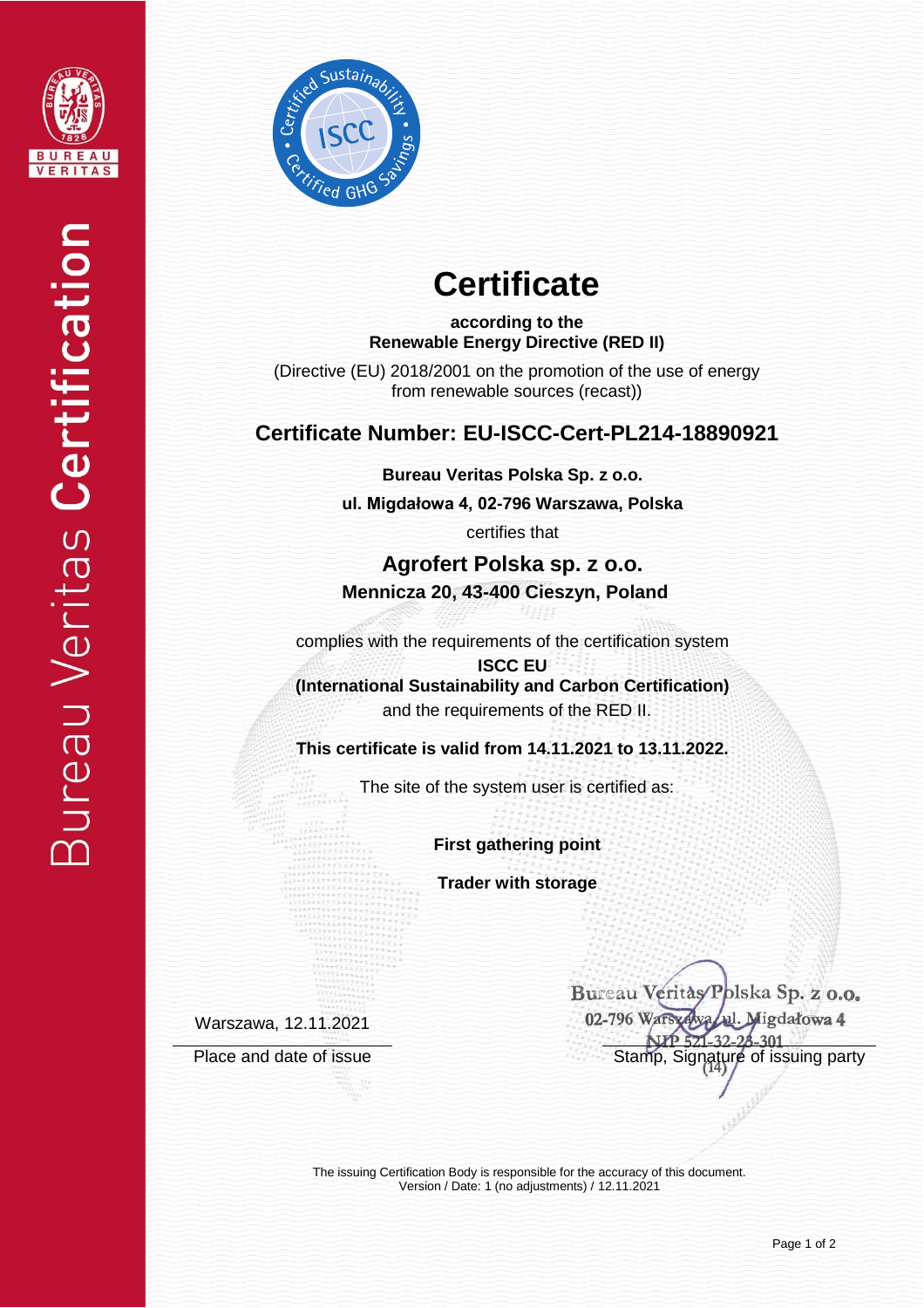# Certificate

**according to the**
**Renewable Energy Directive (RED II)**

(Directive (EU) 2018/2001 on the promotion of the use of energy from renewable sources (recast))

## Certificate Number: EU-ISCC-Cert-PL214-18890921

**Bureau Veritas Polska Sp. z o.o.**

**ul. Migdałowa 4, 02-796 Warszawa, Polska**

certifies that

### Agrofert Polska sp. z o.o.

**Mennicza 20, 43-400 Cieszyn, Poland**

complies with the requirements of the certification system

**ISCC EU**
**(International Sustainability and Carbon Certification)**

and the requirements of the RED II.

**This certificate is valid from 14.11.2021 to 13.11.2022.**

The site of the system user is certified as:

**First gathering point**

**Trader with storage**

Warszawa, 12.11.2021

Place and date of issue

Bureau Veritas Polska Sp. z o.o.
02-796 Warszawa, ul. Migdałowa 4
NIP 521-32-23-301
(14)

Stamp, Signature of issuing party

The issuing Certification Body is responsible for the accuracy of this document.
Version / Date: 1 (no adjustments) / 12.11.2021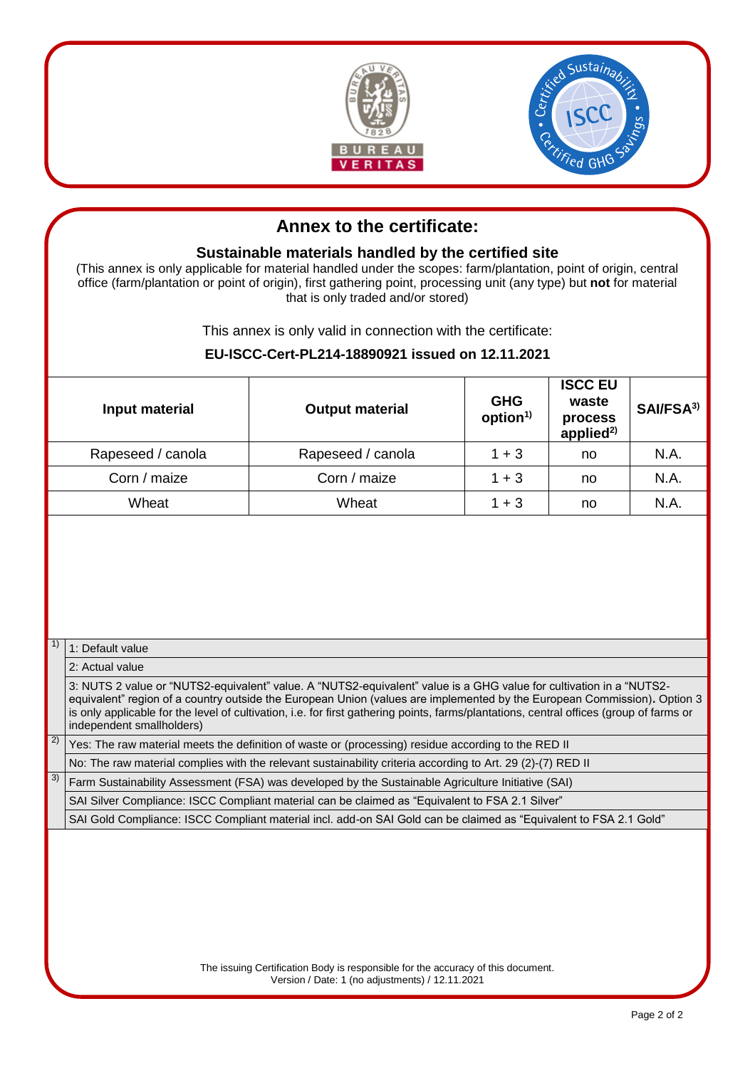# Annex to the certificate:

## Sustainable materials handled by the certified site

(This annex is only applicable for material handled under the scopes: farm/plantation, point of origin, central office (farm/plantation or point of origin), first gathering point, processing unit (any type) but **not** for material that is only traded and/or stored)

This annex is only valid in connection with the certificate:

**EU-ISCC-Cert-PL214-18890921 issued on 12.11.2021**

| Input material | Output material | GHG option[1)] | ISCC EU waste process applied[2)] | SAI/FSA[3)] |
|---|---|---|---|---|
| Rapeseed / canola | Rapeseed / canola | 1 + 3 | no | N.A. |
| Corn / maize | Corn / maize | 1 + 3 | no | N.A. |
| Wheat | Wheat | 1 + 3 | no | N.A. |

| | |
|---|---|
| 1) | 1: Default value |
| | 2: Actual value |
| | 3: NUTS 2 value or "NUTS2-equivalent" value. A "NUTS2-equivalent" value is a GHG value for cultivation in a "NUTS2-equivalent" region of a country outside the European Union (values are implemented by the European Commission). Option 3 is only applicable for the level of cultivation, i.e. for first gathering points, farms/plantations, central offices (group of farms or independent smallholders) |
| 2) | Yes: The raw material meets the definition of waste or (processing) residue according to the RED II |
| | No: The raw material complies with the relevant sustainability criteria according to Art. 29 (2)-(7) RED II |
| 3) | Farm Sustainability Assessment (FSA) was developed by the Sustainable Agriculture Initiative (SAI) |
| | SAI Silver Compliance: ISCC Compliant material can be claimed as "Equivalent to FSA 2.1 Silver" |
| | SAI Gold Compliance: ISCC Compliant material incl. add-on SAI Gold can be claimed as "Equivalent to FSA 2.1 Gold" |

The issuing Certification Body is responsible for the accuracy of this document.
Version / Date: 1 (no adjustments) / 12.11.2021